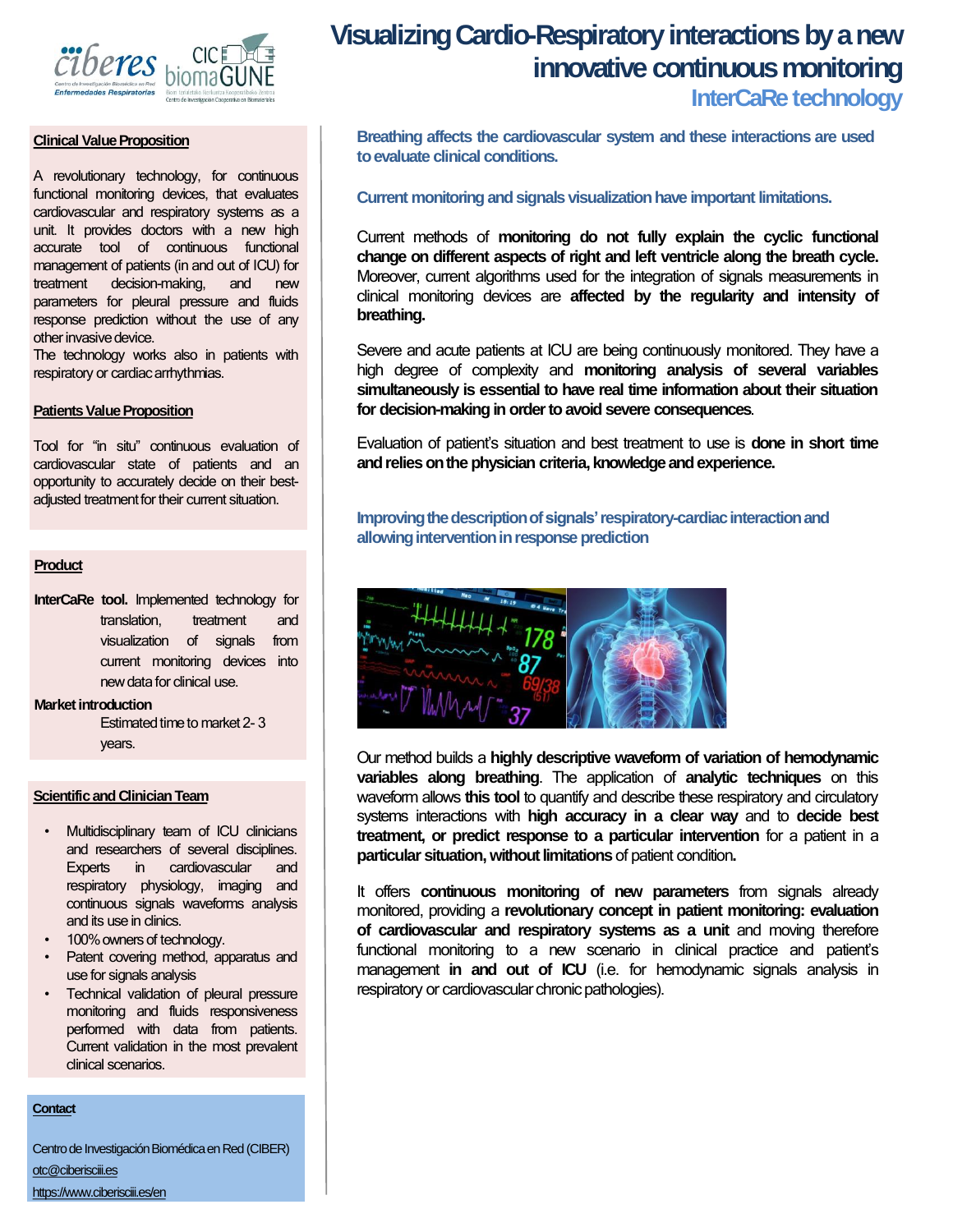# Visualizing Cardio-Respiratory interactions by a new innovative continuous monitoring

## InterCaRe technology

### Clinical Value Proposition

A revolutionary technology, for continuous functional monitoring devices, that evaluates cardiovascular and respiratory systems as a unit. It provides doctors with a new high accurate tool of continuous functional management of patients (in and out of ICU) for treatment decision-making, and new parameters for pleural pressure and fluids response prediction without the use of any other invasive device.

The technology works also in patients with respiratory or cardiac arrhythmias.

### Patients Value Proposition

Tool for "in situ" continuous evaluation of cardiovascular state of patients and an opportunity to accurately decide on their best-adjusted treatment for their current situation.

### Product

**InterCaRe tool.** Implemented technology for translation, treatment and visualization of signals from current monitoring devices into new data for clinical use.

**Market introduction**

Estimated time to market 2- 3 years.

### Scientific and Clinician Team

- Multidisciplinary team of ICU clinicians and researchers of several disciplines. Experts in cardiovascular and respiratory physiology, imaging and continuous signals waveforms analysis and its use in clinics.
- 100% owners of technology.
- Patent covering method, apparatus and use for signals analysis
- Technical validation of pleural pressure monitoring and fluids responsiveness performed with data from patients. Current validation in the most prevalent clinical scenarios.

### Contact

Centro de Investigación Biomédica en Red (CIBER)

otc@ciberisciii.es

https://www.ciberisciii.es/en

**Breathing affects the cardiovascular system and these interactions are used to evaluate clinical conditions.**

**Current monitoring and signals visualization have important limitations.**

Current methods of **monitoring do not fully explain the cyclic functional change on different aspects of right and left ventricle along the breath cycle.** Moreover, current algorithms used for the integration of signals measurements in clinical monitoring devices are **affected by the regularity and intensity of breathing.**

Severe and acute patients at ICU are being continuously monitored. They have a high degree of complexity and **monitoring analysis of several variables simultaneously is essential to have real time information about their situation for decision-making in order to avoid severe consequences**.

Evaluation of patient's situation and best treatment to use is **done in short time and relies on the physician criteria, knowledge and experience.**

**Improving the description of signals' respiratory-cardiac interaction and allowing intervention in response prediction**

Our method builds a **highly descriptive waveform of variation of hemodynamic variables along breathing**. The application of **analytic techniques** on this waveform allows **this tool** to quantify and describe these respiratory and circulatory systems interactions with **high accuracy in a clear way** and to **decide best treatment, or predict response to a particular intervention** for a patient in a **particular situation, without limitations** of patient condition**.**

It offers **continuous monitoring of new parameters** from signals already monitored, providing a **revolutionary concept in patient monitoring: evaluation of cardiovascular and respiratory systems as a unit** and moving therefore functional monitoring to a new scenario in clinical practice and patient's management **in and out of ICU** (i.e. for hemodynamic signals analysis in respiratory or cardiovascular chronic pathologies).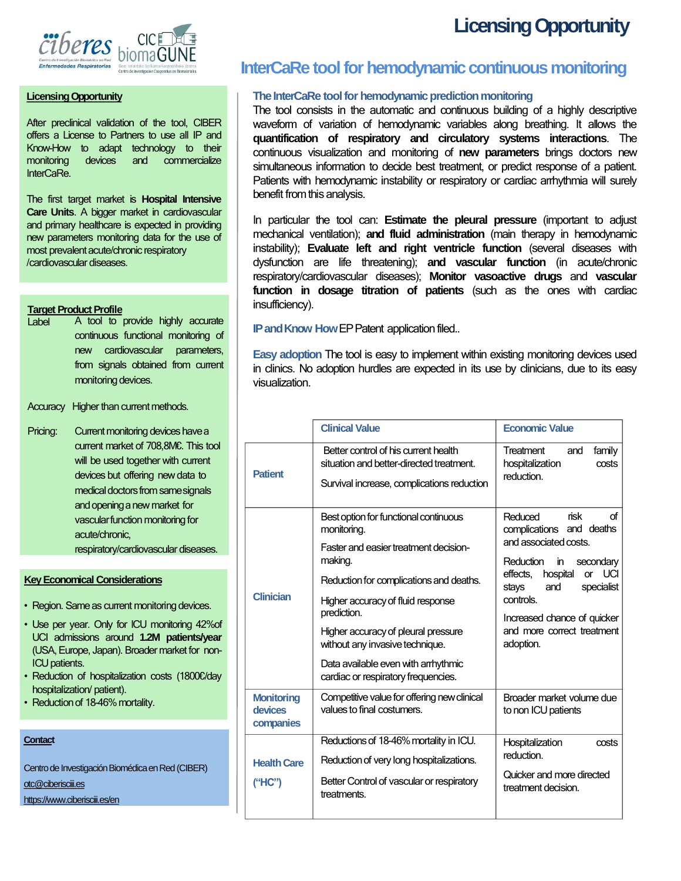# Licensing Opportunity

## InterCaRe tool for hemodynamic continuous monitoring

### Licensing Opportunity

After preclinical validation of the tool, CIBER offers a License to Partners to use all IP and Know-How to adapt technology to their monitoring devices and commercialize InterCaRe.

The first target market is **Hospital Intensive Care Units**. A bigger market in cardiovascular and primary healthcare is expected in providing new parameters monitoring data for the use of most prevalent acute/chronic respiratory /cardiovascular diseases.

### Target Product Profile

**Label:** A tool to provide highly accurate continuous functional monitoring of new cardiovascular parameters, from signals obtained from current monitoring devices.

**Accuracy:** Higher than current methods.

**Pricing:** Current monitoring devices have a current market of 708,8M€. This tool will be used together with current devices but offering new data to medical doctors from same signals and opening a new market for vascular function monitoring for acute/chronic, respiratory/cardiovascular diseases.

### Key Economical Considerations

- Region. Same as current monitoring devices.
- Use per year. Only for ICU monitoring 42%of UCI admissions around **1.2M patients/year** (USA, Europe, Japan). Broader market for non-ICU patients.
- Reduction of hospitalization costs (1800€/day hospitalization/ patient).
- Reduction of 18-46% mortality.

### Contact

Centro de Investigación Biomédica en Red (CIBER)
otc@ciberisciii.es
https://www.ciberisciii.es/en

### The InterCaRe tool for hemodynamic prediction monitoring

The tool consists in the automatic and continuous building of a highly descriptive waveform of variation of hemodynamic variables along breathing. It allows the **quantification of respiratory and circulatory systems interactions**. The continuous visualization and monitoring of **new parameters** brings doctors new simultaneous information to decide best treatment, or predict response of a patient. Patients with hemodynamic instability or respiratory or cardiac arrhythmia will surely benefit from this analysis.

In particular the tool can: **Estimate the pleural pressure** (important to adjust mechanical ventilation); **and fluid administration** (main therapy in hemodynamic instability); **Evaluate left and right ventricle function** (several diseases with dysfunction are life threatening); **and vascular function** (in acute/chronic respiratory/cardiovascular diseases); **Monitor vasoactive drugs** and **vascular function in dosage titration of patients** (such as the ones with cardiac insufficiency).

**IP and Know How** EP Patent application filed..

**Easy adoption** The tool is easy to implement within existing monitoring devices used in clinics. No adoption hurdles are expected in its use by clinicians, due to its easy visualization.

| | Clinical Value | Economic Value |
|---|---|---|
| **Patient** | Better control of his current health situation and better-directed treatment.<br>Survival increase, complications reduction | Treatment and family hospitalization costs reduction. |
| **Clinician** | Best option for functional continuous monitoring.<br>Faster and easier treatment decision-making.<br>Reduction for complications and deaths.<br>Higher accuracy of fluid response prediction.<br>Higher accuracy of pleural pressure without any invasive technique.<br>Data available even with arrhythmic cardiac or respiratory frequencies. | Reduced risk of complications and deaths and associated costs.<br>Reduction in secondary effects, hospital or UCI stays and specialist controls.<br>Increased chance of quicker and more correct treatment adoption. |
| **Monitoring devices companies** | Competitive value for offering new clinical values to final costumers. | Broader market volume due to non ICU patients |
| **Health Care ("HC")** | Reductions of 18-46% mortality in ICU.<br>Reduction of very long hospitalizations.<br>Better Control of vascular or respiratory treatments. | Hospitalization costs reduction.<br>Quicker and more directed treatment decision. |